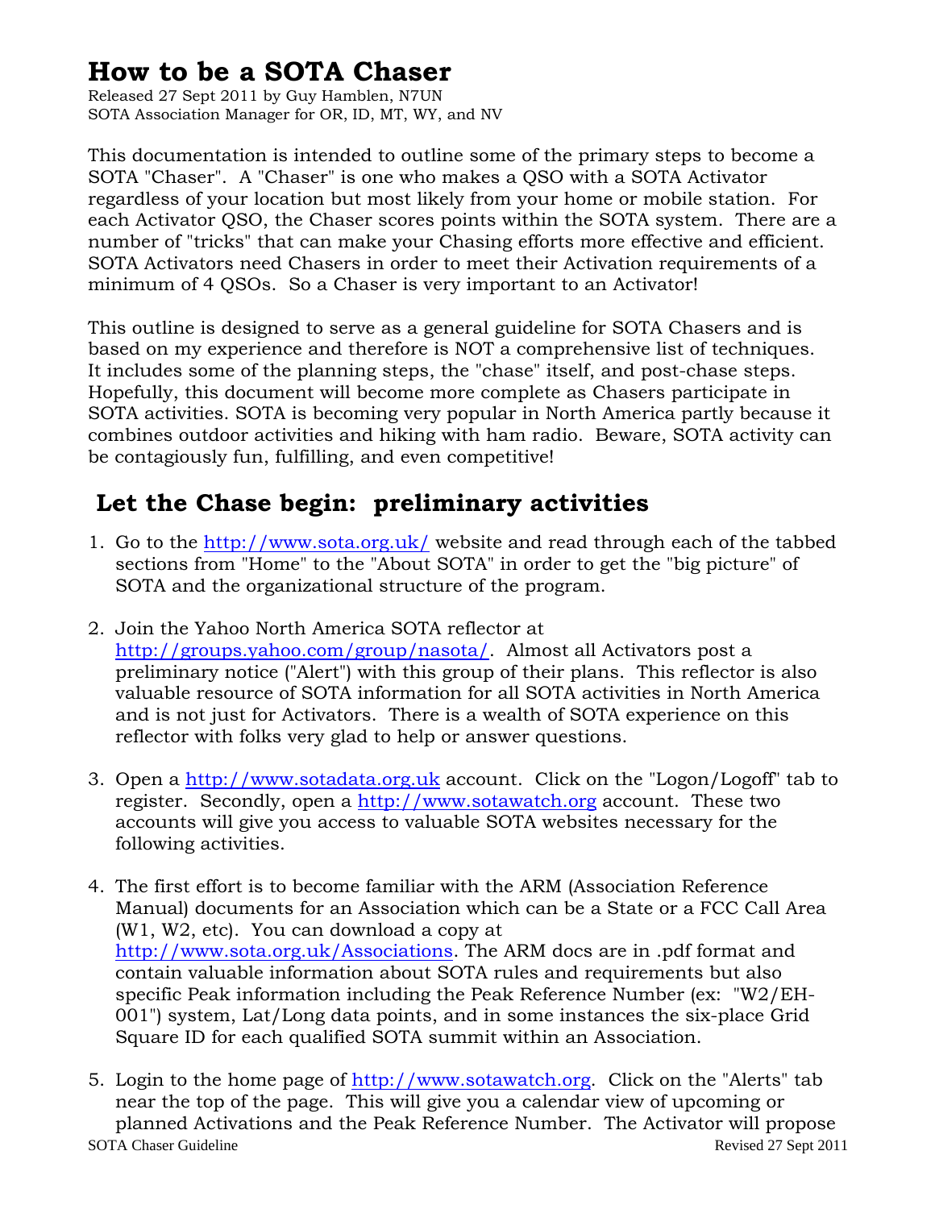# How to be a SOTA Chaser

Released 27 Sept 2011 by Guy Hamblen, N7UN
SOTA Association Manager for OR, ID, MT, WY, and NV

This documentation is intended to outline some of the primary steps to become a SOTA "Chaser". A "Chaser" is one who makes a QSO with a SOTA Activator regardless of your location but most likely from your home or mobile station. For each Activator QSO, the Chaser scores points within the SOTA system. There are a number of "tricks" that can make your Chasing efforts more effective and efficient. SOTA Activators need Chasers in order to meet their Activation requirements of a minimum of 4 QSOs. So a Chaser is very important to an Activator!

This outline is designed to serve as a general guideline for SOTA Chasers and is based on my experience and therefore is NOT a comprehensive list of techniques. It includes some of the planning steps, the "chase" itself, and post-chase steps. Hopefully, this document will become more complete as Chasers participate in SOTA activities. SOTA is becoming very popular in North America partly because it combines outdoor activities and hiking with ham radio. Beware, SOTA activity can be contagiously fun, fulfilling, and even competitive!

## Let the Chase begin: preliminary activities

1. Go to the http://www.sota.org.uk/ website and read through each of the tabbed sections from "Home" to the "About SOTA" in order to get the "big picture" of SOTA and the organizational structure of the program.

2. Join the Yahoo North America SOTA reflector at http://groups.yahoo.com/group/nasota/. Almost all Activators post a preliminary notice ("Alert") with this group of their plans. This reflector is also valuable resource of SOTA information for all SOTA activities in North America and is not just for Activators. There is a wealth of SOTA experience on this reflector with folks very glad to help or answer questions.

3. Open a http://www.sotadata.org.uk account. Click on the "Logon/Logoff" tab to register. Secondly, open a http://www.sotawatch.org account. These two accounts will give you access to valuable SOTA websites necessary for the following activities.

4. The first effort is to become familiar with the ARM (Association Reference Manual) documents for an Association which can be a State or a FCC Call Area (W1, W2, etc). You can download a copy at http://www.sota.org.uk/Associations. The ARM docs are in .pdf format and contain valuable information about SOTA rules and requirements but also specific Peak information including the Peak Reference Number (ex: "W2/EH-001") system, Lat/Long data points, and in some instances the six-place Grid Square ID for each qualified SOTA summit within an Association.

5. Login to the home page of http://www.sotawatch.org. Click on the "Alerts" tab near the top of the page. This will give you a calendar view of upcoming or planned Activations and the Peak Reference Number. The Activator will propose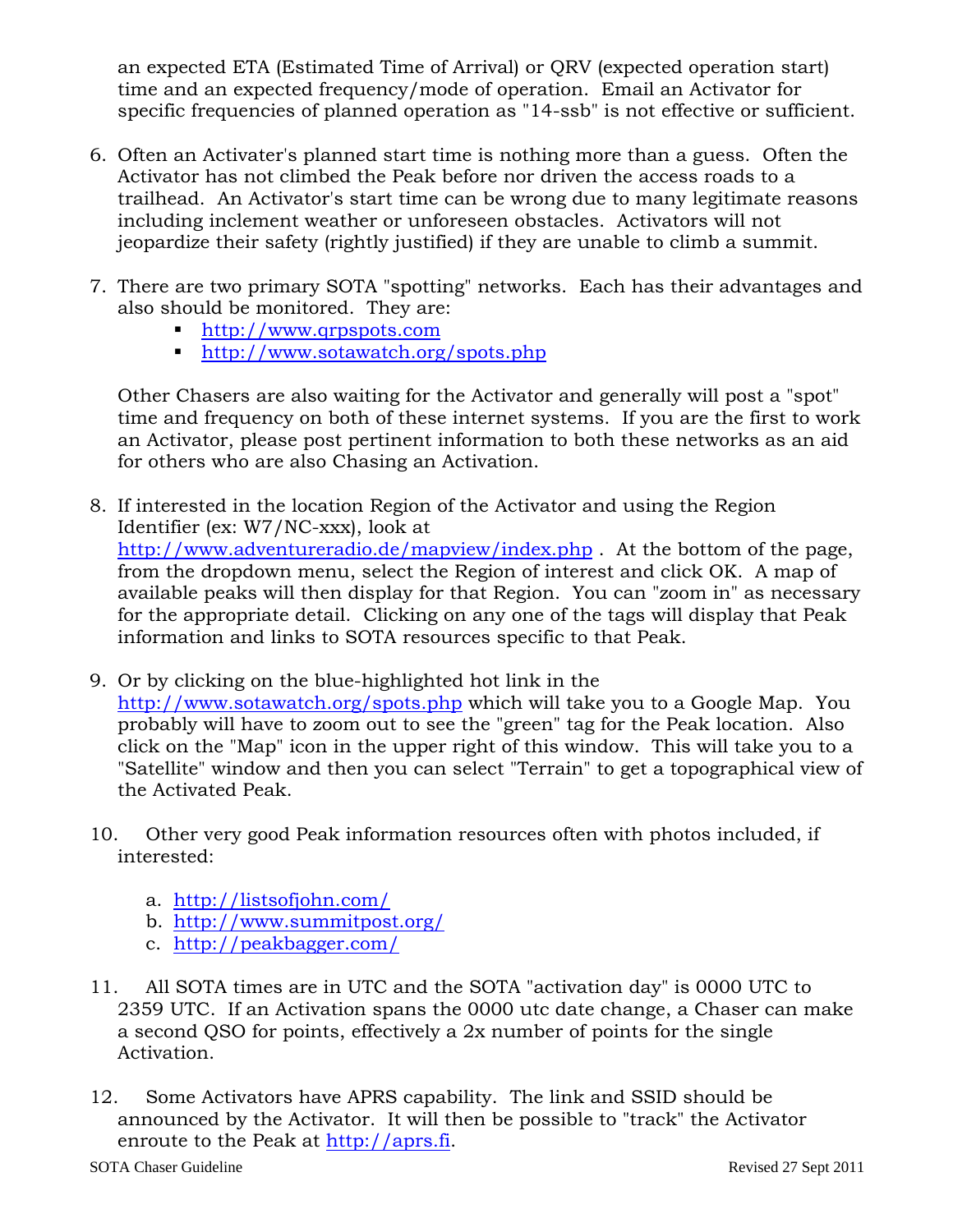an expected ETA (Estimated Time of Arrival) or QRV (expected operation start) time and an expected frequency/mode of operation. Email an Activator for specific frequencies of planned operation as "14-ssb" is not effective or sufficient.

6. Often an Activater's planned start time is nothing more than a guess. Often the Activator has not climbed the Peak before nor driven the access roads to a trailhead. An Activator's start time can be wrong due to many legitimate reasons including inclement weather or unforeseen obstacles. Activators will not jeopardize their safety (rightly justified) if they are unable to climb a summit.

7. There are two primary SOTA "spotting" networks. Each has their advantages and also should be monitored. They are:
   - http://www.qrpspots.com
   - http://www.sotawatch.org/spots.php

   Other Chasers are also waiting for the Activator and generally will post a "spot" time and frequency on both of these internet systems. If you are the first to work an Activator, please post pertinent information to both these networks as an aid for others who are also Chasing an Activation.

8. If interested in the location Region of the Activator and using the Region Identifier (ex: W7/NC-xxx), look at http://www.adventureradio.de/mapview/index.php . At the bottom of the page, from the dropdown menu, select the Region of interest and click OK. A map of available peaks will then display for that Region. You can "zoom in" as necessary for the appropriate detail. Clicking on any one of the tags will display that Peak information and links to SOTA resources specific to that Peak.

9. Or by clicking on the blue-highlighted hot link in the http://www.sotawatch.org/spots.php which will take you to a Google Map. You probably will have to zoom out to see the "green" tag for the Peak location. Also click on the "Map" icon in the upper right of this window. This will take you to a "Satellite" window and then you can select "Terrain" to get a topographical view of the Activated Peak.

10. Other very good Peak information resources often with photos included, if interested:

    a. http://listsofjohn.com/
    b. http://www.summitpost.org/
    c. http://peakbagger.com/

11. All SOTA times are in UTC and the SOTA "activation day" is 0000 UTC to 2359 UTC. If an Activation spans the 0000 utc date change, a Chaser can make a second QSO for points, effectively a 2x number of points for the single Activation.

12. Some Activators have APRS capability. The link and SSID should be announced by the Activator. It will then be possible to "track" the Activator enroute to the Peak at http://aprs.fi.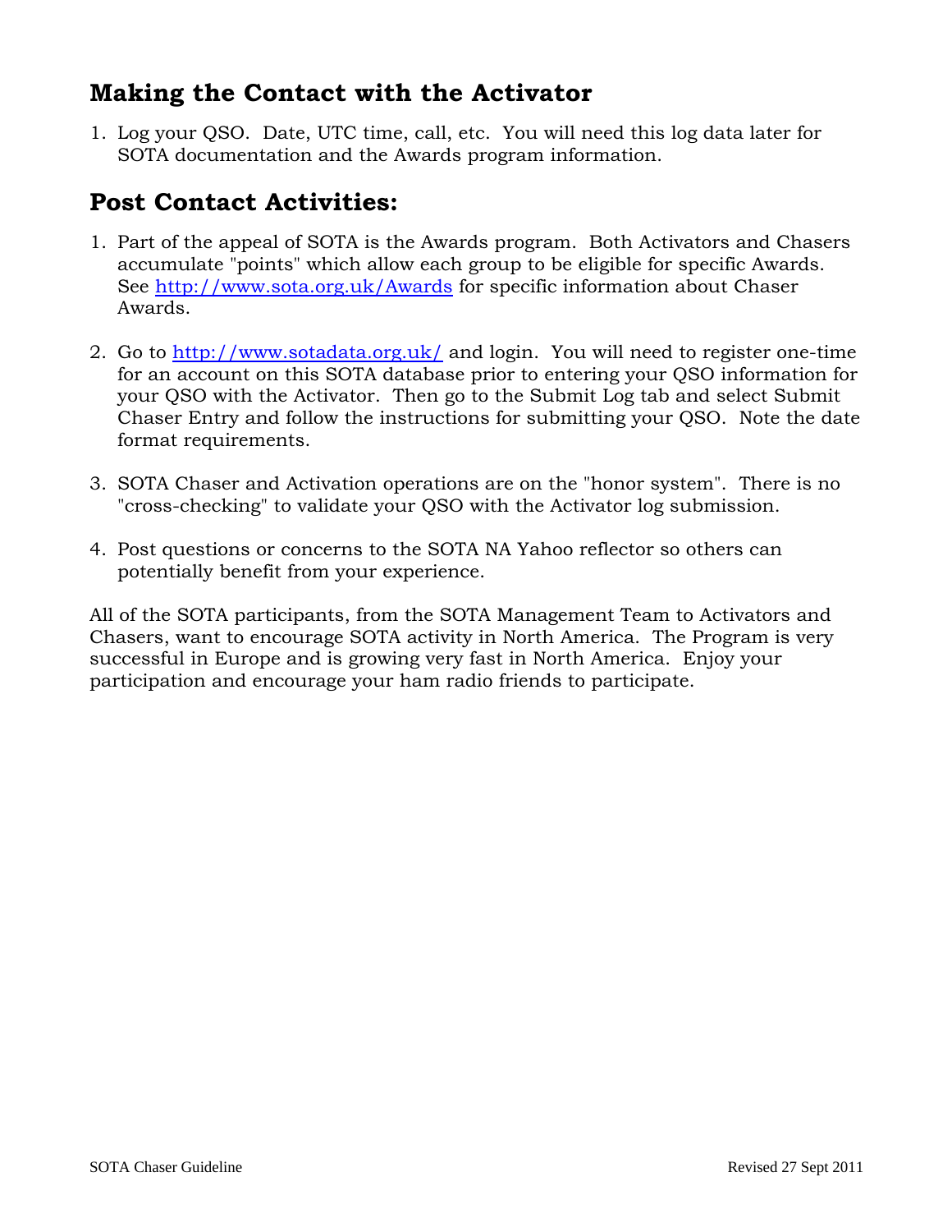## Making the Contact with the Activator

1. Log your QSO. Date, UTC time, call, etc. You will need this log data later for SOTA documentation and the Awards program information.

## Post Contact Activities:

1. Part of the appeal of SOTA is the Awards program. Both Activators and Chasers accumulate "points" which allow each group to be eligible for specific Awards. See [http://www.sota.org.uk/Awards](http://www.sota.org.uk/Awards) for specific information about Chaser Awards.

2. Go to [http://www.sotadata.org.uk/](http://www.sotadata.org.uk/) and login. You will need to register one-time for an account on this SOTA database prior to entering your QSO information for your QSO with the Activator. Then go to the Submit Log tab and select Submit Chaser Entry and follow the instructions for submitting your QSO. Note the date format requirements.

3. SOTA Chaser and Activation operations are on the "honor system". There is no "cross-checking" to validate your QSO with the Activator log submission.

4. Post questions or concerns to the SOTA NA Yahoo reflector so others can potentially benefit from your experience.

All of the SOTA participants, from the SOTA Management Team to Activators and Chasers, want to encourage SOTA activity in North America. The Program is very successful in Europe and is growing very fast in North America. Enjoy your participation and encourage your ham radio friends to participate.